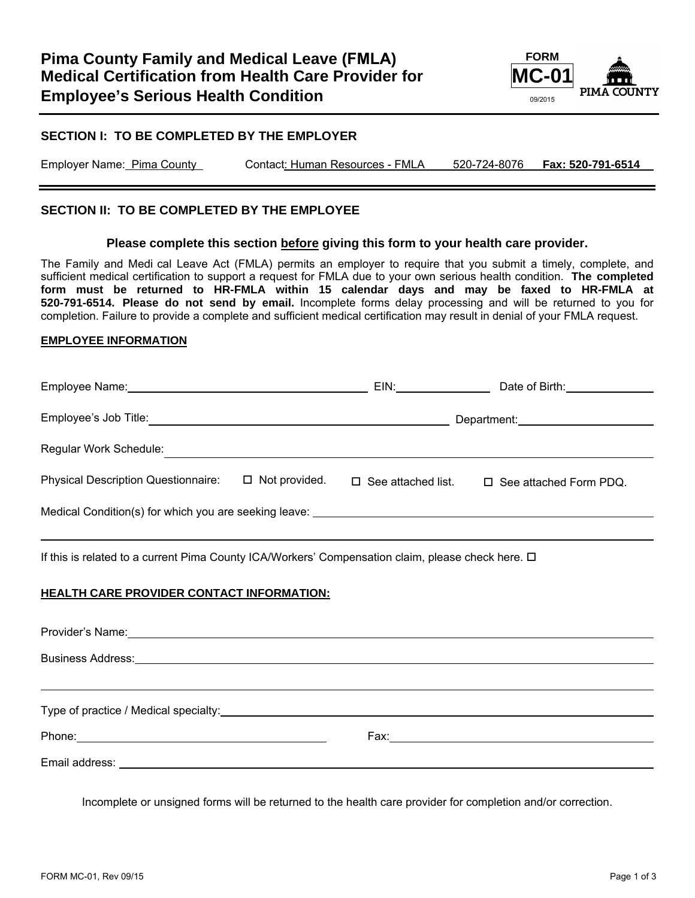# Pima County Family and Medical Leave (FMLA) Medical Certification from Health Care Provider for Employee's Serious Health Condition

FORM **MC-01** 09/2015

PIMA COUNTY

## SECTION I: TO BE COMPLETED BY THE EMPLOYER

Employer Name: Pima County    Contact: Human Resources - FMLA    520-724-8076    **Fax: 520-791-6514**

## SECTION II: TO BE COMPLETED BY THE EMPLOYEE

**Please complete this section before giving this form to your health care provider.**

The Family and Medi cal Leave Act (FMLA) permits an employer to require that you submit a timely, complete, and sufficient medical certification to support a request for FMLA due to your own serious health condition. **The completed form must be returned to HR-FMLA within 15 calendar days and may be faxed to HR-FMLA at 520-791-6514. Please do not send by email.** Incomplete forms delay processing and will be returned to you for completion. Failure to provide a complete and sufficient medical certification may result in denial of your FMLA request.

**EMPLOYEE INFORMATION**

Employee Name: ______________________ EIN: __________ Date of Birth: __________

Employee's Job Title: ______________________ Department: __________

Regular Work Schedule: ______________________

Physical Description Questionnaire: ☐ Not provided. ☐ See attached list. ☐ See attached Form PDQ.

Medical Condition(s) for which you are seeking leave: ______________________

______________________

If this is related to a current Pima County ICA/Workers' Compensation claim, please check here. ☐

**HEALTH CARE PROVIDER CONTACT INFORMATION:**

Provider's Name: ______________________

Business Address: ______________________

______________________

Type of practice / Medical specialty: ______________________

Phone: ______________________ Fax: ______________________

Email address: ______________________

Incomplete or unsigned forms will be returned to the health care provider for completion and/or correction.

FORM MC-01, Rev 09/15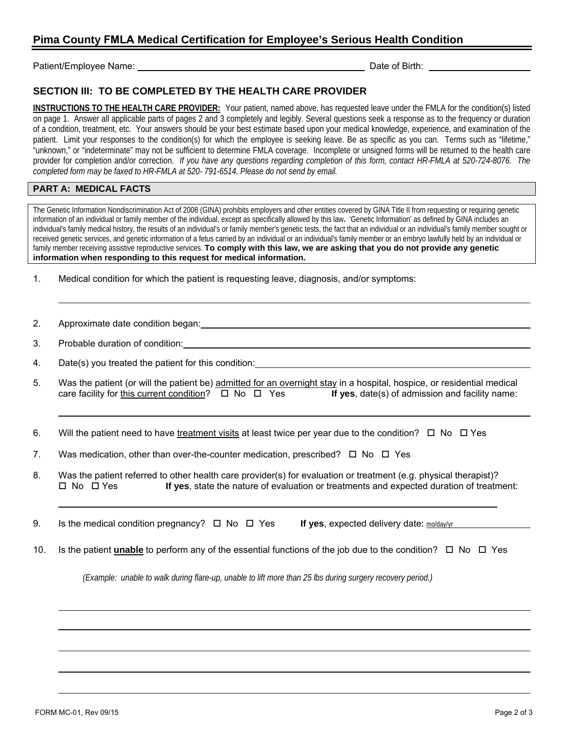## Pima County FMLA Medical Certification for Employee's Serious Health Condition

Patient/Employee Name: ______________________________ Date of Birth: ______________

### SECTION III: TO BE COMPLETED BY THE HEALTH CARE PROVIDER

**INSTRUCTIONS TO THE HEALTH CARE PROVIDER:** Your patient, named above, has requested leave under the FMLA for the condition(s) listed on page 1. Answer all applicable parts of pages 2 and 3 completely and legibly. Several questions seek a response as to the frequency or duration of a condition, treatment, etc. Your answers should be your best estimate based upon your medical knowledge, experience, and examination of the patient. Limit your responses to the condition(s) for which the employee is seeking leave. Be as specific as you can. Terms such as "lifetime," "unknown," or "indeterminate" may not be sufficient to determine FMLA coverage. Incomplete or unsigned forms will be returned to the health care provider for completion and/or correction. *If you have any questions regarding completion of this form, contact HR-FMLA at 520-724-8076. The completed form may be faxed to HR-FMLA at 520- 791-6514. Please do not send by email.*

#### PART A: MEDICAL FACTS

The Genetic Information Nondiscrimination Act of 2008 (GINA) prohibits employers and other entities covered by GINA Title II from requesting or requiring genetic information of an individual or family member of the individual, except as specifically allowed by this law. 'Genetic Information' as defined by GINA includes an individual's family medical history, the results of an individual's or family member's genetic tests, the fact that an individual or an individual's family member sought or received genetic services, and genetic information of a fetus carried by an individual or an individual's family member or an embryo lawfully held by an individual or family member receiving assistive reproductive services. **To comply with this law, we are asking that you do not provide any genetic information when responding to this request for medical information.**

1. Medical condition for which the patient is requesting leave, diagnosis, and/or symptoms:

   ______________________________________________

2. Approximate date condition began: ______________________________

3. Probable duration of condition: ______________________________

4. Date(s) you treated the patient for this condition: ______________________________

5. Was the patient (or will the patient be) admitted for an overnight stay in a hospital, hospice, or residential medical care facility for this current condition? ☐ No ☐ Yes **If yes**, date(s) of admission and facility name:

   ______________________________________________

6. Will the patient need to have treatment visits at least twice per year due to the condition? ☐ No ☐ Yes

7. Was medication, other than over-the-counter medication, prescribed? ☐ No ☐ Yes

8. Was the patient referred to other health care provider(s) for evaluation or treatment (e.g. physical therapist)? ☐ No ☐ Yes **If yes**, state the nature of evaluation or treatments and expected duration of treatment:

   ______________________________________________

9. Is the medical condition pregnancy? ☐ No ☐ Yes **If yes**, expected delivery date: mo/day/yr ______________

10. Is the patient **unable** to perform any of the essential functions of the job due to the condition? ☐ No ☐ Yes

    *(Example: unable to walk during flare-up, unable to lift more than 25 lbs during surgery recovery period.)*

    ______________________________________________

    ______________________________________________

    ______________________________________________

    ______________________________________________

    ______________________________________________

FORM MC-01, Rev 09/15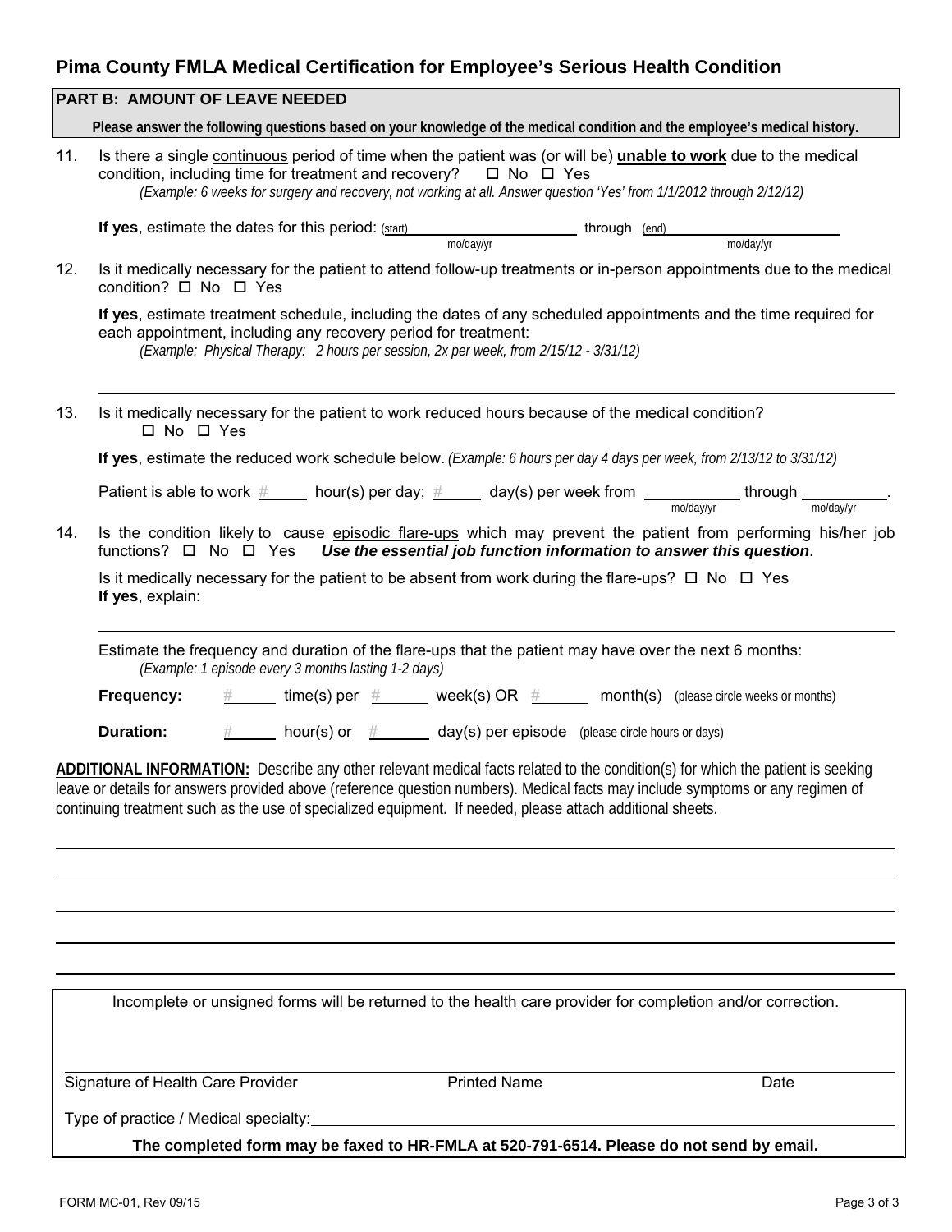## Pima County FMLA Medical Certification for Employee's Serious Health Condition

**PART B: AMOUNT OF LEAVE NEEDED**

**Please answer the following questions based on your knowledge of the medical condition and the employee's medical history.**

11. Is there a single continuous period of time when the patient was (or will be) **unable to work** due to the medical condition, including time for treatment and recovery? ☐ No ☐ Yes
    *(Example: 6 weeks for surgery and recovery, not working at all. Answer question 'Yes' from 1/1/2012 through 2/12/12)*

    **If yes**, estimate the dates for this period: (start) ____________ through (end) ____________
    mo/day/yr mo/day/yr

12. Is it medically necessary for the patient to attend follow-up treatments or in-person appointments due to the medical condition? ☐ No ☐ Yes

    **If yes**, estimate treatment schedule, including the dates of any scheduled appointments and the time required for each appointment, including any recovery period for treatment:
    *(Example: Physical Therapy: 2 hours per session, 2x per week, from 2/15/12 - 3/31/12)*

    ______________________________________________________________

13. Is it medically necessary for the patient to work reduced hours because of the medical condition?
    ☐ No ☐ Yes

    **If yes**, estimate the reduced work schedule below. *(Example: 6 hours per day 4 days per week, from 2/13/12 to 3/31/12)*

    Patient is able to work # _____ hour(s) per day; # _____ day(s) per week from __________ through __________.
    mo/day/yr mo/day/yr

14. Is the condition likely to cause episodic flare-ups which may prevent the patient from performing his/her job functions? ☐ No ☐ Yes ***Use the essential job function information to answer this question***.

    Is it medically necessary for the patient to be absent from work during the flare-ups? ☐ No ☐ Yes
    **If yes**, explain:

    ______________________________________________________________

    Estimate the frequency and duration of the flare-ups that the patient may have over the next 6 months:
    *(Example: 1 episode every 3 months lasting 1-2 days)*

    **Frequency:** # _____ time(s) per # _____ week(s) OR # _____ month(s) (please circle weeks or months)

    **Duration:** # _____ hour(s) or # _____ day(s) per episode (please circle hours or days)

**ADDITIONAL INFORMATION:** Describe any other relevant medical facts related to the condition(s) for which the patient is seeking leave or details for answers provided above (reference question numbers). Medical facts may include symptoms or any regimen of continuing treatment such as the use of specialized equipment. If needed, please attach additional sheets.

______________________________________________________________

______________________________________________________________

______________________________________________________________

______________________________________________________________

______________________________________________________________

Incomplete or unsigned forms will be returned to the health care provider for completion and/or correction.

______________________________________________________________
Signature of Health Care Provider Printed Name Date

Type of practice / Medical specialty: ______________________________

**The completed form may be faxed to HR-FMLA at 520-791-6514. Please do not send by email.**

FORM MC-01, Rev 09/15